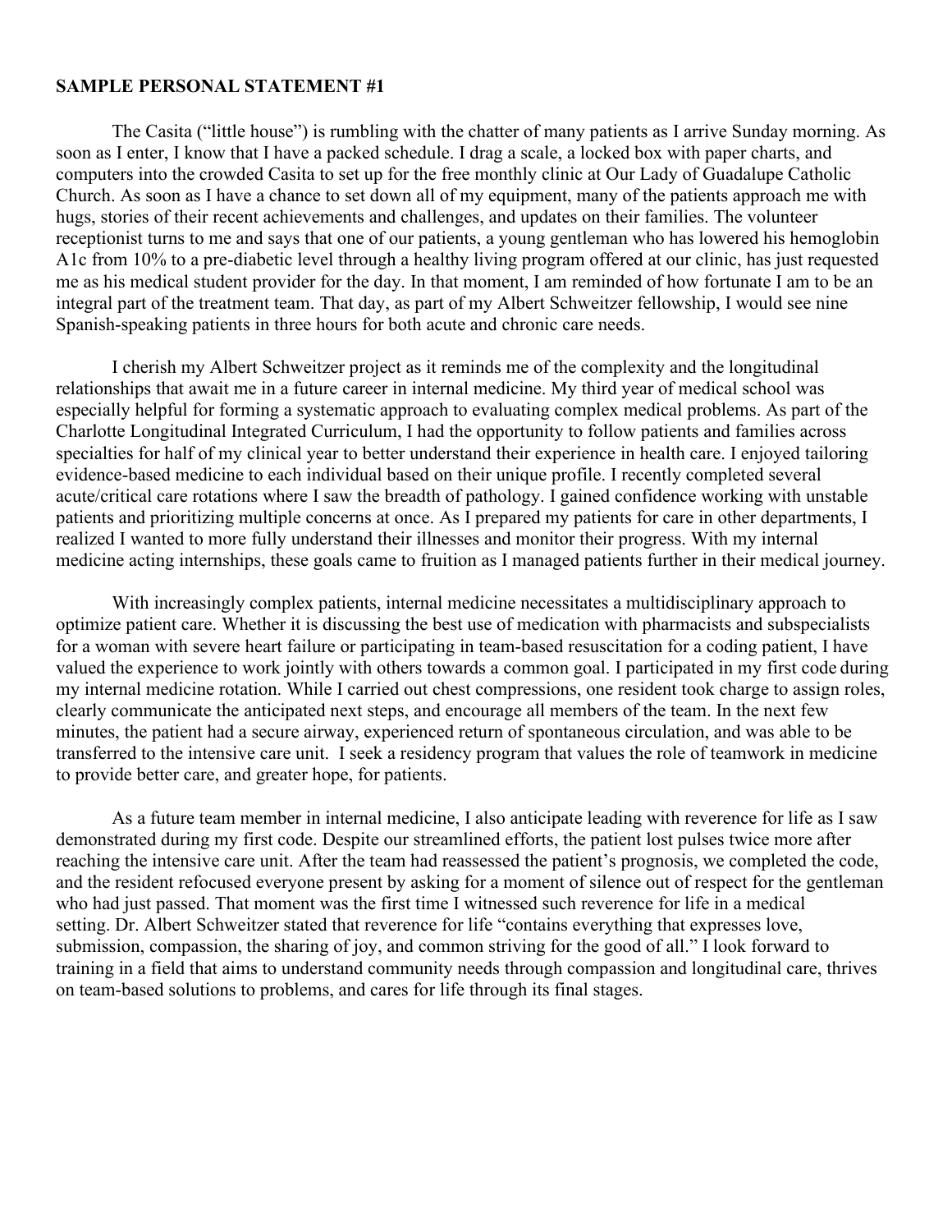**SAMPLE PERSONAL STATEMENT #1**

The Casita ("little house") is rumbling with the chatter of many patients as I arrive Sunday morning. As soon as I enter, I know that I have a packed schedule. I drag a scale, a locked box with paper charts, and computers into the crowded Casita to set up for the free monthly clinic at Our Lady of Guadalupe Catholic Church. As soon as I have a chance to set down all of my equipment, many of the patients approach me with hugs, stories of their recent achievements and challenges, and updates on their families. The volunteer receptionist turns to me and says that one of our patients, a young gentleman who has lowered his hemoglobin A1c from 10% to a pre-diabetic level through a healthy living program offered at our clinic, has just requested me as his medical student provider for the day. In that moment, I am reminded of how fortunate I am to be an integral part of the treatment team. That day, as part of my Albert Schweitzer fellowship, I would see nine Spanish-speaking patients in three hours for both acute and chronic care needs.

I cherish my Albert Schweitzer project as it reminds me of the complexity and the longitudinal relationships that await me in a future career in internal medicine. My third year of medical school was especially helpful for forming a systematic approach to evaluating complex medical problems. As part of the Charlotte Longitudinal Integrated Curriculum, I had the opportunity to follow patients and families across specialties for half of my clinical year to better understand their experience in health care. I enjoyed tailoring evidence-based medicine to each individual based on their unique profile. I recently completed several acute/critical care rotations where I saw the breadth of pathology. I gained confidence working with unstable patients and prioritizing multiple concerns at once. As I prepared my patients for care in other departments, I realized I wanted to more fully understand their illnesses and monitor their progress. With my internal medicine acting internships, these goals came to fruition as I managed patients further in their medical journey.

With increasingly complex patients, internal medicine necessitates a multidisciplinary approach to optimize patient care. Whether it is discussing the best use of medication with pharmacists and subspecialists for a woman with severe heart failure or participating in team-based resuscitation for a coding patient, I have valued the experience to work jointly with others towards a common goal. I participated in my first code during my internal medicine rotation. While I carried out chest compressions, one resident took charge to assign roles, clearly communicate the anticipated next steps, and encourage all members of the team. In the next few minutes, the patient had a secure airway, experienced return of spontaneous circulation, and was able to be transferred to the intensive care unit. I seek a residency program that values the role of teamwork in medicine to provide better care, and greater hope, for patients.

As a future team member in internal medicine, I also anticipate leading with reverence for life as I saw demonstrated during my first code. Despite our streamlined efforts, the patient lost pulses twice more after reaching the intensive care unit. After the team had reassessed the patient's prognosis, we completed the code, and the resident refocused everyone present by asking for a moment of silence out of respect for the gentleman who had just passed. That moment was the first time I witnessed such reverence for life in a medical setting. Dr. Albert Schweitzer stated that reverence for life "contains everything that expresses love, submission, compassion, the sharing of joy, and common striving for the good of all." I look forward to training in a field that aims to understand community needs through compassion and longitudinal care, thrives on team-based solutions to problems, and cares for life through its final stages.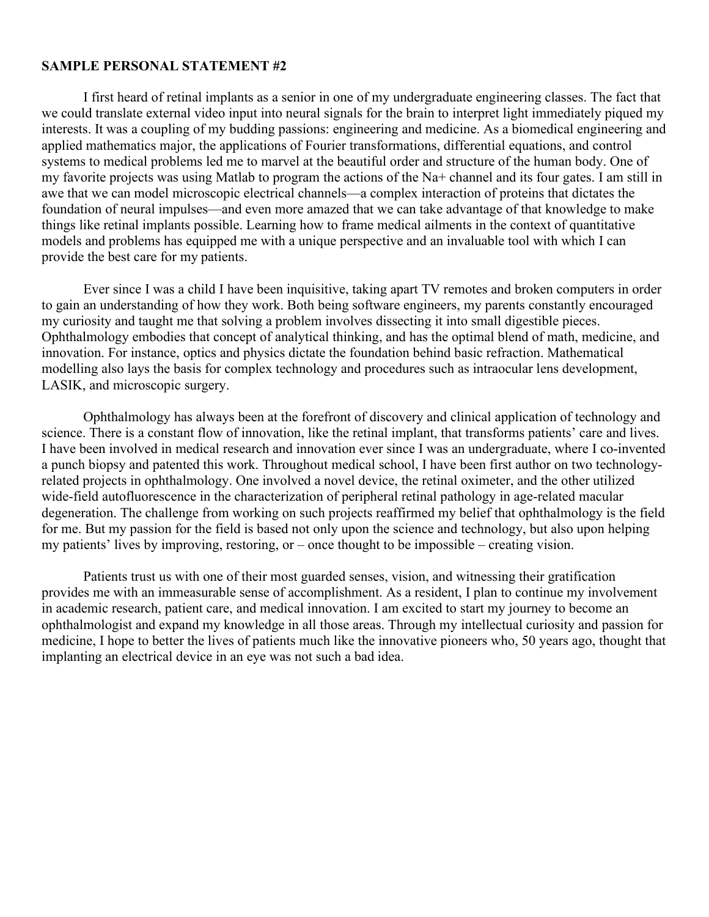**SAMPLE PERSONAL STATEMENT #2**

I first heard of retinal implants as a senior in one of my undergraduate engineering classes. The fact that we could translate external video input into neural signals for the brain to interpret light immediately piqued my interests. It was a coupling of my budding passions: engineering and medicine. As a biomedical engineering and applied mathematics major, the applications of Fourier transformations, differential equations, and control systems to medical problems led me to marvel at the beautiful order and structure of the human body. One of my favorite projects was using Matlab to program the actions of the $Na^+$ channel and its four gates. I am still in awe that we can model microscopic electrical channels—a complex interaction of proteins that dictates the foundation of neural impulses—and even more amazed that we can take advantage of that knowledge to make things like retinal implants possible. Learning how to frame medical ailments in the context of quantitative models and problems has equipped me with a unique perspective and an invaluable tool with which I can provide the best care for my patients.

Ever since I was a child I have been inquisitive, taking apart TV remotes and broken computers in order to gain an understanding of how they work. Both being software engineers, my parents constantly encouraged my curiosity and taught me that solving a problem involves dissecting it into small digestible pieces. Ophthalmology embodies that concept of analytical thinking, and has the optimal blend of math, medicine, and innovation. For instance, optics and physics dictate the foundation behind basic refraction. Mathematical modelling also lays the basis for complex technology and procedures such as intraocular lens development, LASIK, and microscopic surgery.

Ophthalmology has always been at the forefront of discovery and clinical application of technology and science. There is a constant flow of innovation, like the retinal implant, that transforms patients' care and lives. I have been involved in medical research and innovation ever since I was an undergraduate, where I co-invented a punch biopsy and patented this work. Throughout medical school, I have been first author on two technology-related projects in ophthalmology. One involved a novel device, the retinal oximeter, and the other utilized wide-field autofluorescence in the characterization of peripheral retinal pathology in age-related macular degeneration. The challenge from working on such projects reaffirmed my belief that ophthalmology is the field for me. But my passion for the field is based not only upon the science and technology, but also upon helping my patients' lives by improving, restoring, or – once thought to be impossible – creating vision.

Patients trust us with one of their most guarded senses, vision, and witnessing their gratification provides me with an immeasurable sense of accomplishment. As a resident, I plan to continue my involvement in academic research, patient care, and medical innovation. I am excited to start my journey to become an ophthalmologist and expand my knowledge in all those areas. Through my intellectual curiosity and passion for medicine, I hope to better the lives of patients much like the innovative pioneers who, 50 years ago, thought that implanting an electrical device in an eye was not such a bad idea.